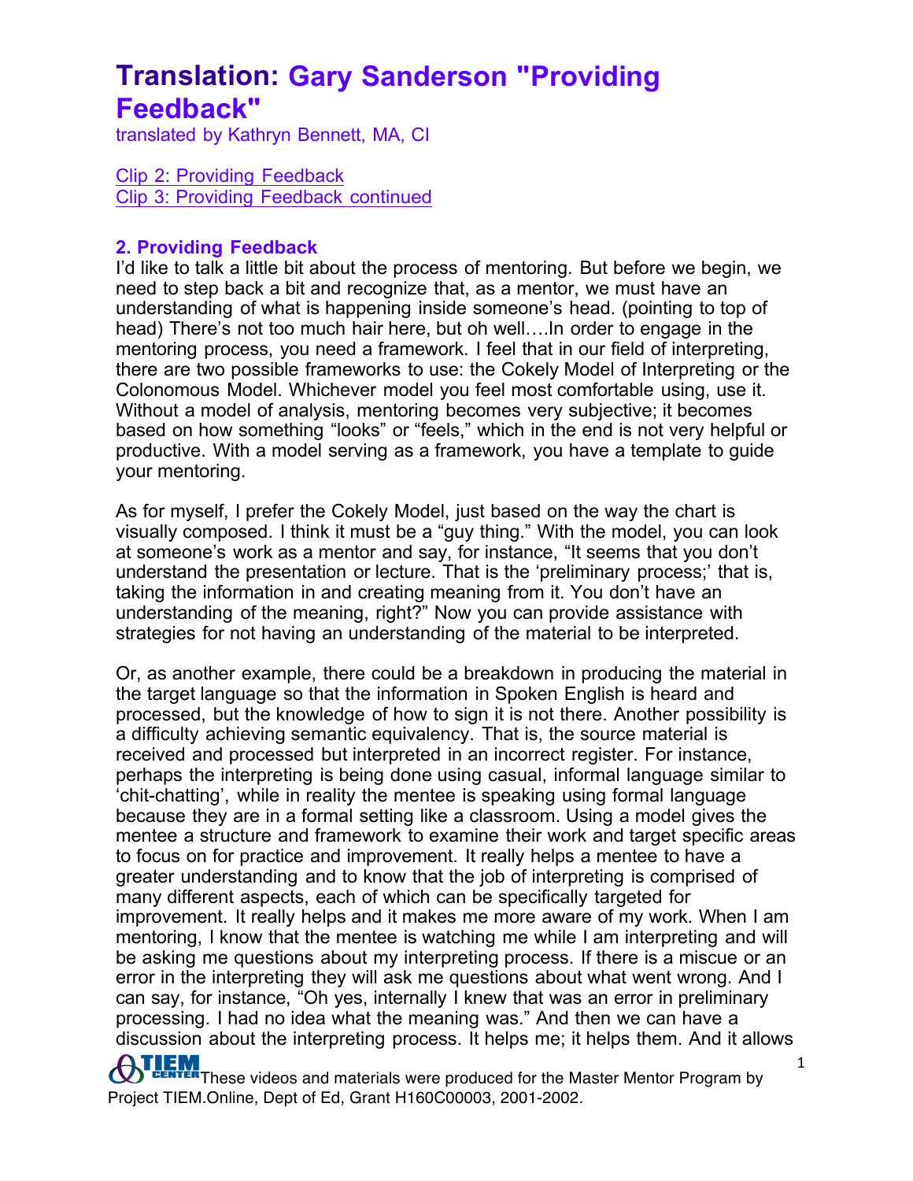# Translation: Gary Sanderson "Providing Feedback"

translated by Kathryn Bennett, MA, CI

[Clip 2: Providing Feedback](#)
[Clip 3: Providing Feedback continued](#)

## 2. Providing Feedback

I'd like to talk a little bit about the process of mentoring. But before we begin, we need to step back a bit and recognize that, as a mentor, we must have an understanding of what is happening inside someone's head. (pointing to top of head) There's not too much hair here, but oh well….In order to engage in the mentoring process, you need a framework. I feel that in our field of interpreting, there are two possible frameworks to use: the Cokely Model of Interpreting or the Colonomous Model. Whichever model you feel most comfortable using, use it. Without a model of analysis, mentoring becomes very subjective; it becomes based on how something "looks" or "feels," which in the end is not very helpful or productive. With a model serving as a framework, you have a template to guide your mentoring.

As for myself, I prefer the Cokely Model, just based on the way the chart is visually composed. I think it must be a "guy thing." With the model, you can look at someone's work as a mentor and say, for instance, "It seems that you don't understand the presentation or lecture. That is the 'preliminary process;' that is, taking the information in and creating meaning from it. You don't have an understanding of the meaning, right?" Now you can provide assistance with strategies for not having an understanding of the material to be interpreted.

Or, as another example, there could be a breakdown in producing the material in the target language so that the information in Spoken English is heard and processed, but the knowledge of how to sign it is not there. Another possibility is a difficulty achieving semantic equivalency. That is, the source material is received and processed but interpreted in an incorrect register. For instance, perhaps the interpreting is being done using casual, informal language similar to 'chit-chatting', while in reality the mentee is speaking using formal language because they are in a formal setting like a classroom. Using a model gives the mentee a structure and framework to examine their work and target specific areas to focus on for practice and improvement. It really helps a mentee to have a greater understanding and to know that the job of interpreting is comprised of many different aspects, each of which can be specifically targeted for improvement. It really helps and it makes me more aware of my work. When I am mentoring, I know that the mentee is watching me while I am interpreting and will be asking me questions about my interpreting process. If there is a miscue or an error in the interpreting they will ask me questions about what went wrong. And I can say, for instance, "Oh yes, internally I knew that was an error in preliminary processing. I had no idea what the meaning was." And then we can have a discussion about the interpreting process. It helps me; it helps them. And it allows

These videos and materials were produced for the Master Mentor Program by Project TIEM.Online, Dept of Ed, Grant H160C00003, 2001-2002.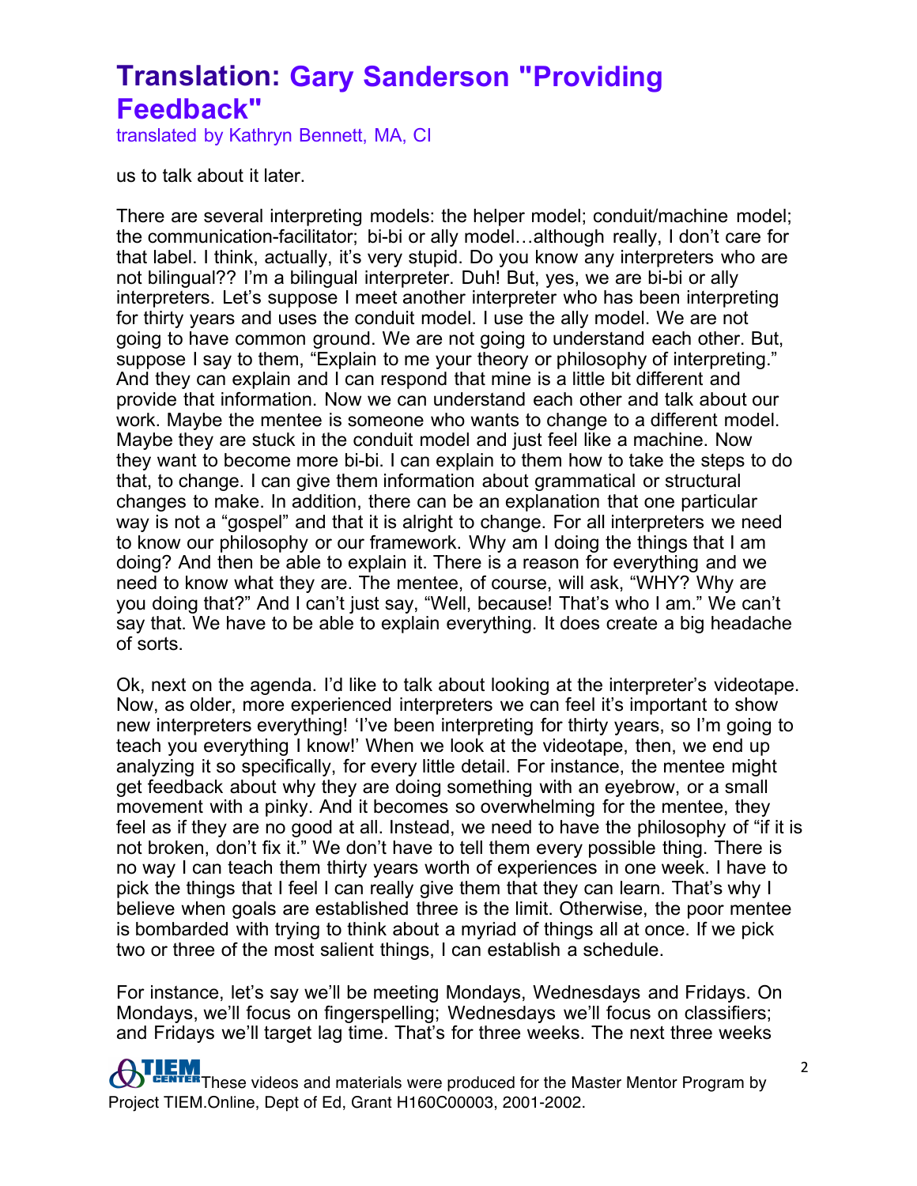us to talk about it later.

There are several interpreting models: the helper model; conduit/machine model; the communication-facilitator; bi-bi or ally model…although really, I don't care for that label. I think, actually, it's very stupid. Do you know any interpreters who are not bilingual?? I'm a bilingual interpreter. Duh! But, yes, we are bi-bi or ally interpreters. Let's suppose I meet another interpreter who has been interpreting for thirty years and uses the conduit model. I use the ally model. We are not going to have common ground. We are not going to understand each other. But, suppose I say to them, "Explain to me your theory or philosophy of interpreting." And they can explain and I can respond that mine is a little bit different and provide that information. Now we can understand each other and talk about our work. Maybe the mentee is someone who wants to change to a different model. Maybe they are stuck in the conduit model and just feel like a machine. Now they want to become more bi-bi. I can explain to them how to take the steps to do that, to change. I can give them information about grammatical or structural changes to make. In addition, there can be an explanation that one particular way is not a "gospel" and that it is alright to change. For all interpreters we need to know our philosophy or our framework. Why am I doing the things that I am doing? And then be able to explain it. There is a reason for everything and we need to know what they are. The mentee, of course, will ask, "WHY? Why are you doing that?" And I can't just say, "Well, because! That's who I am." We can't say that. We have to be able to explain everything. It does create a big headache of sorts.

Ok, next on the agenda. I'd like to talk about looking at the interpreter's videotape. Now, as older, more experienced interpreters we can feel it's important to show new interpreters everything! 'I've been interpreting for thirty years, so I'm going to teach you everything I know!' When we look at the videotape, then, we end up analyzing it so specifically, for every little detail. For instance, the mentee might get feedback about why they are doing something with an eyebrow, or a small movement with a pinky. And it becomes so overwhelming for the mentee, they feel as if they are no good at all. Instead, we need to have the philosophy of "if it is not broken, don't fix it." We don't have to tell them every possible thing. There is no way I can teach them thirty years worth of experiences in one week. I have to pick the things that I feel I can really give them that they can learn. That's why I believe when goals are established three is the limit. Otherwise, the poor mentee is bombarded with trying to think about a myriad of things all at once. If we pick two or three of the most salient things, I can establish a schedule.

For instance, let's say we'll be meeting Mondays, Wednesdays and Fridays. On Mondays, we'll focus on fingerspelling; Wednesdays we'll focus on classifiers; and Fridays we'll target lag time. That's for three weeks. The next three weeks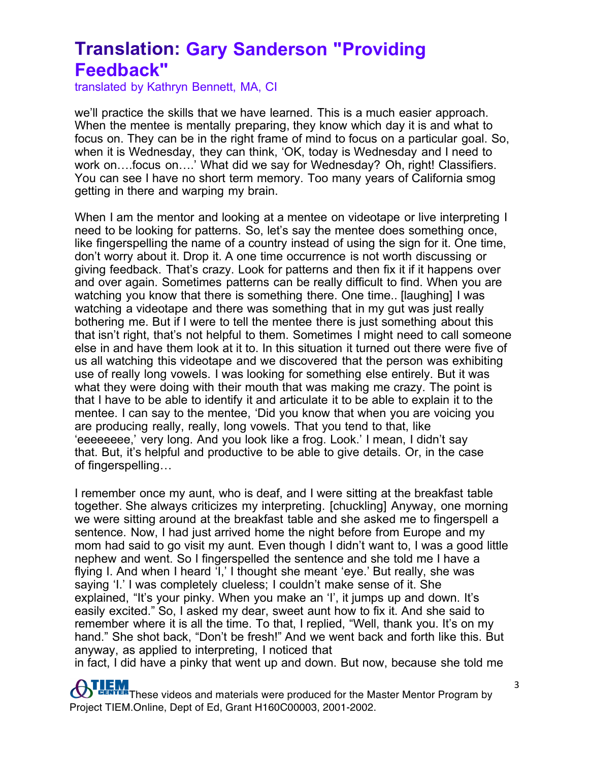we'll practice the skills that we have learned. This is a much easier approach. When the mentee is mentally preparing, they know which day it is and what to focus on. They can be in the right frame of mind to focus on a particular goal. So, when it is Wednesday, they can think, 'OK, today is Wednesday and I need to work on….focus on….' What did we say for Wednesday? Oh, right! Classifiers. You can see I have no short term memory. Too many years of California smog getting in there and warping my brain.

When I am the mentor and looking at a mentee on videotape or live interpreting I need to be looking for patterns. So, let's say the mentee does something once, like fingerspelling the name of a country instead of using the sign for it. One time, don't worry about it. Drop it. A one time occurrence is not worth discussing or giving feedback. That's crazy. Look for patterns and then fix it if it happens over and over again. Sometimes patterns can be really difficult to find. When you are watching you know that there is something there. One time.. [laughing] I was watching a videotape and there was something that in my gut was just really bothering me. But if I were to tell the mentee there is just something about this that isn't right, that's not helpful to them. Sometimes I might need to call someone else in and have them look at it to. In this situation it turned out there were five of us all watching this videotape and we discovered that the person was exhibiting use of really long vowels. I was looking for something else entirely. But it was what they were doing with their mouth that was making me crazy. The point is that I have to be able to identify it and articulate it to be able to explain it to the mentee. I can say to the mentee, 'Did you know that when you are voicing you are producing really, really, long vowels. That you tend to that, like 'eeeeeeee,' very long. And you look like a frog. Look.' I mean, I didn't say that. But, it's helpful and productive to be able to give details. Or, in the case of fingerspelling…

I remember once my aunt, who is deaf, and I were sitting at the breakfast table together. She always criticizes my interpreting. [chuckling] Anyway, one morning we were sitting around at the breakfast table and she asked me to fingerspell a sentence. Now, I had just arrived home the night before from Europe and my mom had said to go visit my aunt. Even though I didn't want to, I was a good little nephew and went. So I fingerspelled the sentence and she told me I have a flying I. And when I heard 'I,' I thought she meant 'eye.' But really, she was saying 'I.' I was completely clueless; I couldn't make sense of it. She explained, "It's your pinky. When you make an 'I', it jumps up and down. It's easily excited." So, I asked my dear, sweet aunt how to fix it. And she said to remember where it is all the time. To that, I replied, "Well, thank you. It's on my hand." She shot back, "Don't be fresh!" And we went back and forth like this. But anyway, as applied to interpreting, I noticed that in fact, I did have a pinky that went up and down. But now, because she told me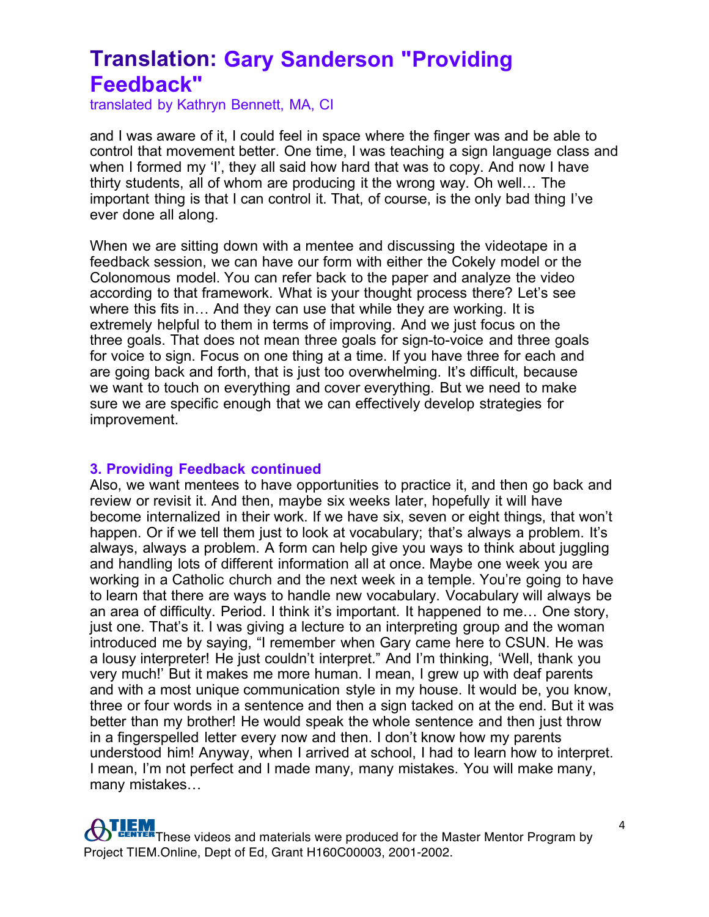# Translation: Gary Sanderson "Providing Feedback"

translated by Kathryn Bennett, MA, CI

and I was aware of it, I could feel in space where the finger was and be able to control that movement better. One time, I was teaching a sign language class and when I formed my 'I', they all said how hard that was to copy. And now I have thirty students, all of whom are producing it the wrong way. Oh well… The important thing is that I can control it. That, of course, is the only bad thing I've ever done all along.

When we are sitting down with a mentee and discussing the videotape in a feedback session, we can have our form with either the Cokely model or the Colonomous model. You can refer back to the paper and analyze the video according to that framework. What is your thought process there? Let's see where this fits in… And they can use that while they are working. It is extremely helpful to them in terms of improving. And we just focus on the three goals. That does not mean three goals for sign-to-voice and three goals for voice to sign. Focus on one thing at a time. If you have three for each and are going back and forth, that is just too overwhelming. It's difficult, because we want to touch on everything and cover everything. But we need to make sure we are specific enough that we can effectively develop strategies for improvement.

### 3. Providing Feedback continued

Also, we want mentees to have opportunities to practice it, and then go back and review or revisit it. And then, maybe six weeks later, hopefully it will have become internalized in their work. If we have six, seven or eight things, that won't happen. Or if we tell them just to look at vocabulary; that's always a problem. It's always, always a problem. A form can help give you ways to think about juggling and handling lots of different information all at once. Maybe one week you are working in a Catholic church and the next week in a temple. You're going to have to learn that there are ways to handle new vocabulary. Vocabulary will always be an area of difficulty. Period. I think it's important. It happened to me… One story, just one. That's it. I was giving a lecture to an interpreting group and the woman introduced me by saying, "I remember when Gary came here to CSUN. He was a lousy interpreter! He just couldn't interpret." And I'm thinking, 'Well, thank you very much!' But it makes me more human. I mean, I grew up with deaf parents and with a most unique communication style in my house. It would be, you know, three or four words in a sentence and then a sign tacked on at the end. But it was better than my brother! He would speak the whole sentence and then just throw in a fingerspelled letter every now and then. I don't know how my parents understood him! Anyway, when I arrived at school, I had to learn how to interpret. I mean, I'm not perfect and I made many, many mistakes. You will make many, many mistakes…

These videos and materials were produced for the Master Mentor Program by Project TIEM.Online, Dept of Ed, Grant H160C00003, 2001-2002.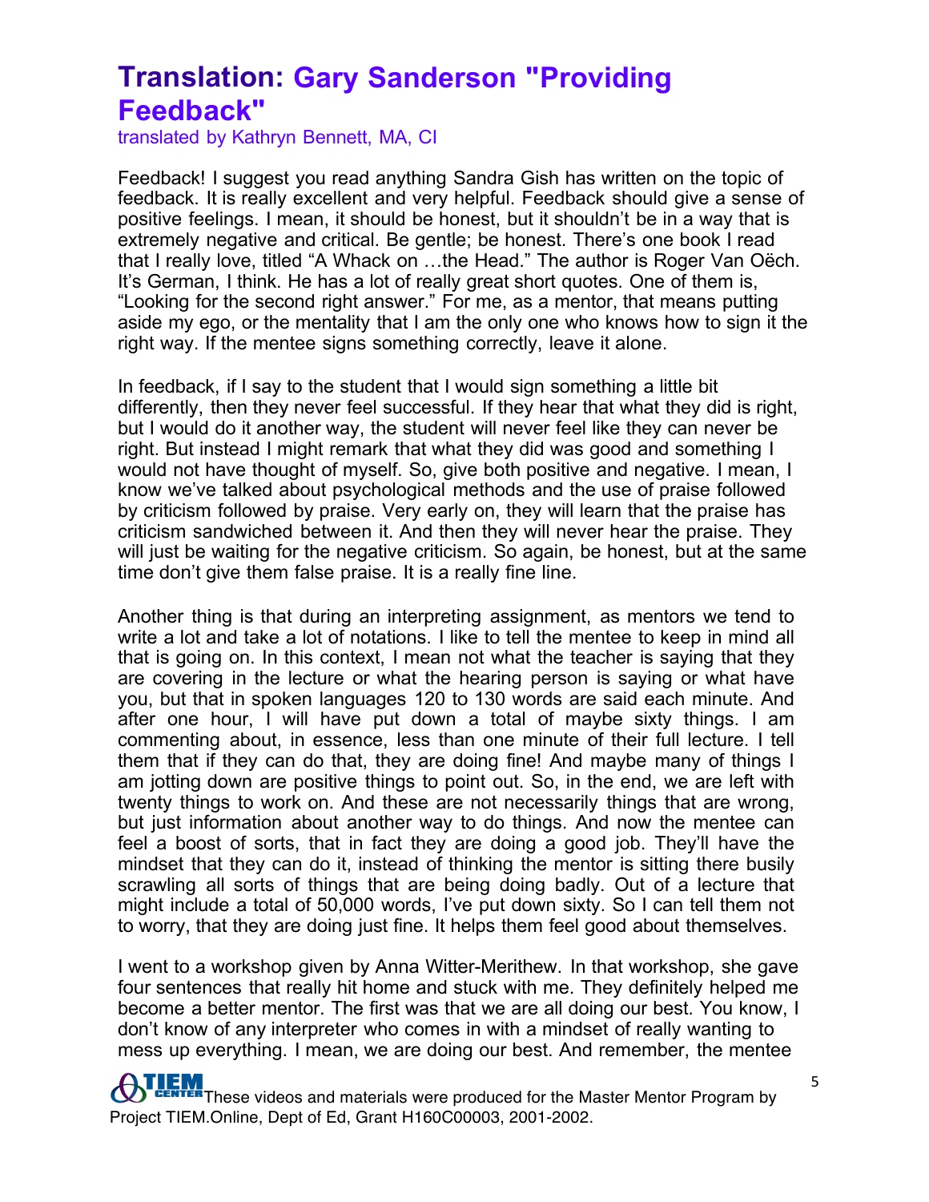# Translation: Gary Sanderson "Providing Feedback"

translated by Kathryn Bennett, MA, CI

Feedback! I suggest you read anything Sandra Gish has written on the topic of feedback. It is really excellent and very helpful. Feedback should give a sense of positive feelings. I mean, it should be honest, but it shouldn't be in a way that is extremely negative and critical. Be gentle; be honest. There's one book I read that I really love, titled "A Whack on …the Head." The author is Roger Van Oëch. It's German, I think. He has a lot of really great short quotes. One of them is, "Looking for the second right answer." For me, as a mentor, that means putting aside my ego, or the mentality that I am the only one who knows how to sign it the right way. If the mentee signs something correctly, leave it alone.

In feedback, if I say to the student that I would sign something a little bit differently, then they never feel successful. If they hear that what they did is right, but I would do it another way, the student will never feel like they can never be right. But instead I might remark that what they did was good and something I would not have thought of myself. So, give both positive and negative. I mean, I know we've talked about psychological methods and the use of praise followed by criticism followed by praise. Very early on, they will learn that the praise has criticism sandwiched between it. And then they will never hear the praise. They will just be waiting for the negative criticism. So again, be honest, but at the same time don't give them false praise. It is a really fine line.

Another thing is that during an interpreting assignment, as mentors we tend to write a lot and take a lot of notations. I like to tell the mentee to keep in mind all that is going on. In this context, I mean not what the teacher is saying that they are covering in the lecture or what the hearing person is saying or what have you, but that in spoken languages 120 to 130 words are said each minute. And after one hour, I will have put down a total of maybe sixty things. I am commenting about, in essence, less than one minute of their full lecture. I tell them that if they can do that, they are doing fine! And maybe many of things I am jotting down are positive things to point out. So, in the end, we are left with twenty things to work on. And these are not necessarily things that are wrong, but just information about another way to do things. And now the mentee can feel a boost of sorts, that in fact they are doing a good job. They'll have the mindset that they can do it, instead of thinking the mentor is sitting there busily scrawling all sorts of things that are being doing badly. Out of a lecture that might include a total of 50,000 words, I've put down sixty. So I can tell them not to worry, that they are doing just fine. It helps them feel good about themselves.

I went to a workshop given by Anna Witter-Merithew. In that workshop, she gave four sentences that really hit home and stuck with me. They definitely helped me become a better mentor. The first was that we are all doing our best. You know, I don't know of any interpreter who comes in with a mindset of really wanting to mess up everything. I mean, we are doing our best. And remember, the mentee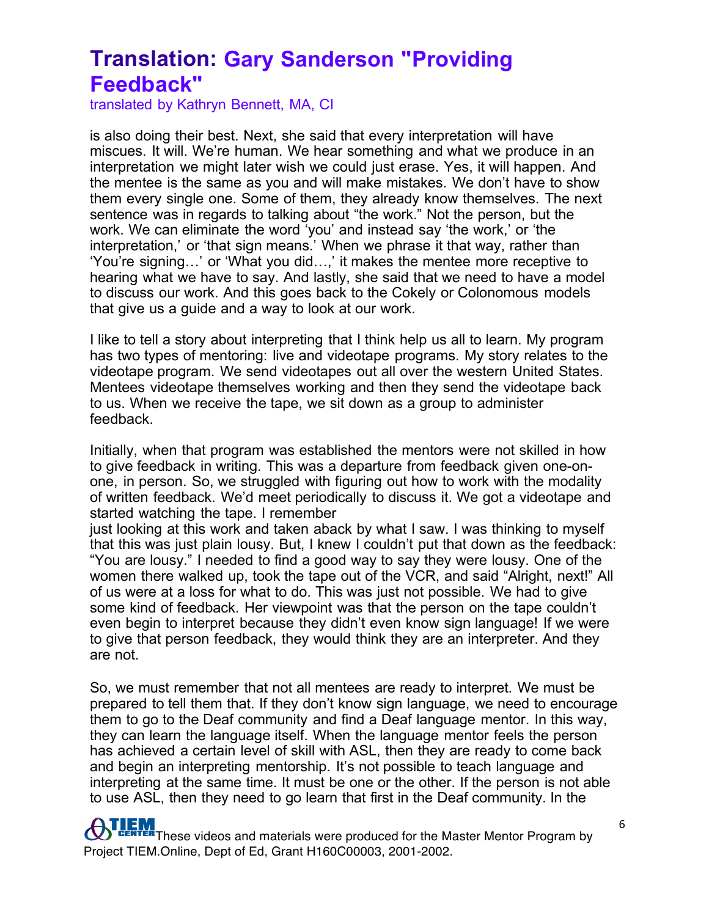# Translation: Gary Sanderson "Providing Feedback"

translated by Kathryn Bennett, MA, CI

is also doing their best. Next, she said that every interpretation will have miscues. It will. We're human. We hear something and what we produce in an interpretation we might later wish we could just erase. Yes, it will happen. And the mentee is the same as you and will make mistakes. We don't have to show them every single one. Some of them, they already know themselves. The next sentence was in regards to talking about "the work." Not the person, but the work. We can eliminate the word 'you' and instead say 'the work,' or 'the interpretation,' or 'that sign means.' When we phrase it that way, rather than 'You're signing…' or 'What you did…,' it makes the mentee more receptive to hearing what we have to say. And lastly, she said that we need to have a model to discuss our work. And this goes back to the Cokely or Colonomous models that give us a guide and a way to look at our work.

I like to tell a story about interpreting that I think help us all to learn. My program has two types of mentoring: live and videotape programs. My story relates to the videotape program. We send videotapes out all over the western United States. Mentees videotape themselves working and then they send the videotape back to us. When we receive the tape, we sit down as a group to administer feedback.

Initially, when that program was established the mentors were not skilled in how to give feedback in writing. This was a departure from feedback given one-on-one, in person. So, we struggled with figuring out how to work with the modality of written feedback. We'd meet periodically to discuss it. We got a videotape and started watching the tape. I remember just looking at this work and taken aback by what I saw. I was thinking to myself that this was just plain lousy. But, I knew I couldn't put that down as the feedback: "You are lousy." I needed to find a good way to say they were lousy. One of the women there walked up, took the tape out of the VCR, and said "Alright, next!" All of us were at a loss for what to do. This was just not possible. We had to give some kind of feedback. Her viewpoint was that the person on the tape couldn't even begin to interpret because they didn't even know sign language! If we were to give that person feedback, they would think they are an interpreter. And they are not.

So, we must remember that not all mentees are ready to interpret. We must be prepared to tell them that. If they don't know sign language, we need to encourage them to go to the Deaf community and find a Deaf language mentor. In this way, they can learn the language itself. When the language mentor feels the person has achieved a certain level of skill with ASL, then they are ready to come back and begin an interpreting mentorship. It's not possible to teach language and interpreting at the same time. It must be one or the other. If the person is not able to use ASL, then they need to go learn that first in the Deaf community. In the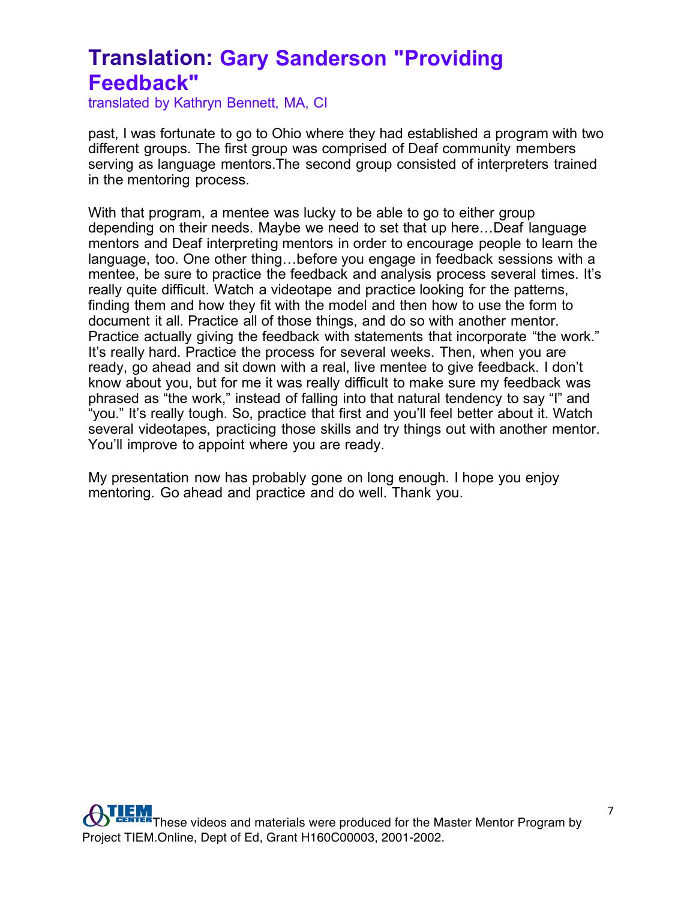# Translation: Gary Sanderson "Providing Feedback"

translated by Kathryn Bennett, MA, CI

past, I was fortunate to go to Ohio where they had established a program with two different groups. The first group was comprised of Deaf community members serving as language mentors.The second group consisted of interpreters trained in the mentoring process.

With that program, a mentee was lucky to be able to go to either group depending on their needs. Maybe we need to set that up here…Deaf language mentors and Deaf interpreting mentors in order to encourage people to learn the language, too. One other thing…before you engage in feedback sessions with a mentee, be sure to practice the feedback and analysis process several times. It's really quite difficult. Watch a videotape and practice looking for the patterns, finding them and how they fit with the model and then how to use the form to document it all. Practice all of those things, and do so with another mentor. Practice actually giving the feedback with statements that incorporate "the work." It's really hard. Practice the process for several weeks. Then, when you are ready, go ahead and sit down with a real, live mentee to give feedback. I don't know about you, but for me it was really difficult to make sure my feedback was phrased as "the work," instead of falling into that natural tendency to say "I" and "you." It's really tough. So, practice that first and you'll feel better about it. Watch several videotapes, practicing those skills and try things out with another mentor. You'll improve to appoint where you are ready.

My presentation now has probably gone on long enough. I hope you enjoy mentoring. Go ahead and practice and do well. Thank you.

These videos and materials were produced for the Master Mentor Program by Project TIEM.Online, Dept of Ed, Grant H160C00003, 2001-2002.